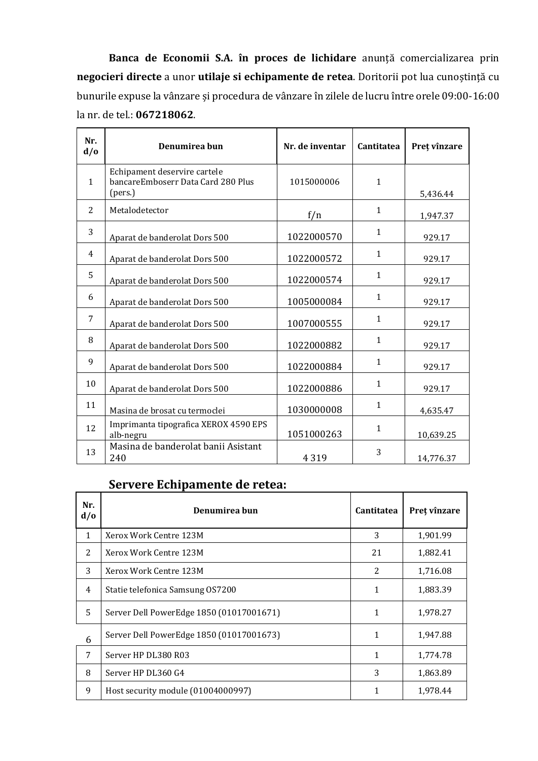**Banca de Economii S.A. în proces de lichidare** anunță comercializarea prin **negocieri directe** a unor **utilaje si echipamente de retea**. Doritorii pot lua cunoștință cu bunurile expuse la vânzare și procedura de vânzare în zilele de lucru între orele 09:00-16:00 la nr. de tel.: **067218062**.

| Nr. d/o | Denumirea bun | Nr. de inventar | Cantitatea | Preț vînzare |
|---|---|---|---|---|
| 1 | Echipament deservire cartele bancareEmboserr Data Card 280 Plus (pers.) | 1015000006 | 1 | 5,436.44 |
| 2 | Metalodetector | f/n | 1 | 1,947.37 |
| 3 | Aparat de banderolat Dors 500 | 1022000570 | 1 | 929.17 |
| 4 | Aparat de banderolat Dors 500 | 1022000572 | 1 | 929.17 |
| 5 | Aparat de banderolat Dors 500 | 1022000574 | 1 | 929.17 |
| 6 | Aparat de banderolat Dors 500 | 1005000084 | 1 | 929.17 |
| 7 | Aparat de banderolat Dors 500 | 1007000555 | 1 | 929.17 |
| 8 | Aparat de banderolat Dors 500 | 1022000882 | 1 | 929.17 |
| 9 | Aparat de banderolat Dors 500 | 1022000884 | 1 | 929.17 |
| 10 | Aparat de banderolat Dors 500 | 1022000886 | 1 | 929.17 |
| 11 | Masina de brosat cu termoclei | 1030000008 | 1 | 4,635.47 |
| 12 | Imprimanta tipografica XEROX 4590 EPS alb-negru | 1051000263 | 1 | 10,639.25 |
| 13 | Masina de banderolat banii Asistant 240 | 4 319 | 3 | 14,776.37 |

## Servere Echipamente de retea:

| Nr. d/o | Denumirea bun | Cantitatea | Preț vînzare |
|---|---|---|---|
| 1 | Xerox Work Centre 123M | 3 | 1,901.99 |
| 2 | Xerox Work Centre 123M | 21 | 1,882.41 |
| 3 | Xerox Work Centre 123M | 2 | 1,716.08 |
| 4 | Statie telefonica Samsung OS7200 | 1 | 1,883.39 |
| 5 | Server Dell PowerEdge 1850 (01017001671) | 1 | 1,978.27 |
| 6 | Server Dell PowerEdge 1850 (01017001673) | 1 | 1,947.88 |
| 7 | Server HP DL380 R03 | 1 | 1,774.78 |
| 8 | Server HP DL360 G4 | 3 | 1,863.89 |
| 9 | Host security module (01004000997) | 1 | 1,978.44 |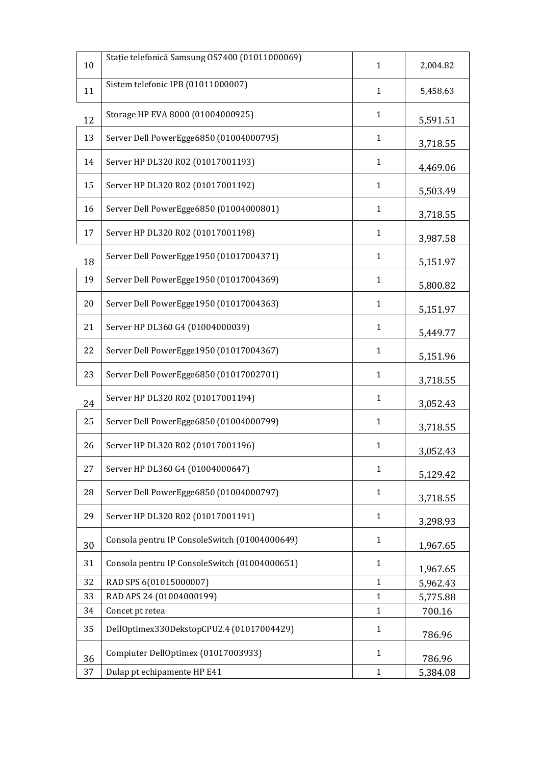| | | | |
|---|---|---|---|
| 10 | Stație telefonică Samsung OS7400 (01011000069) | 1 | 2,004.82 |
| 11 | Sistem telefonic IPB (01011000007) | 1 | 5,458.63 |
| 12 | Storage HP EVA 8000 (01004000925) | 1 | 5,591.51 |
| 13 | Server Dell PowerEgge6850 (01004000795) | 1 | 3,718.55 |
| 14 | Server HP DL320 R02 (01017001193) | 1 | 4,469.06 |
| 15 | Server HP DL320 R02 (01017001192) | 1 | 5,503.49 |
| 16 | Server Dell PowerEgge6850 (01004000801) | 1 | 3,718.55 |
| 17 | Server HP DL320 R02 (01017001198) | 1 | 3,987.58 |
| 18 | Server Dell PowerEgge1950 (01017004371) | 1 | 5,151.97 |
| 19 | Server Dell PowerEgge1950 (01017004369) | 1 | 5,800.82 |
| 20 | Server Dell PowerEgge1950 (01017004363) | 1 | 5,151.97 |
| 21 | Server HP DL360 G4 (01004000039) | 1 | 5,449.77 |
| 22 | Server Dell PowerEgge1950 (01017004367) | 1 | 5,151.96 |
| 23 | Server Dell PowerEgge6850 (01017002701) | 1 | 3,718.55 |
| 24 | Server HP DL320 R02 (01017001194) | 1 | 3,052.43 |
| 25 | Server Dell PowerEgge6850 (01004000799) | 1 | 3,718.55 |
| 26 | Server HP DL320 R02 (01017001196) | 1 | 3,052.43 |
| 27 | Server HP DL360 G4 (01004000647) | 1 | 5,129.42 |
| 28 | Server Dell PowerEgge6850 (01004000797) | 1 | 3,718.55 |
| 29 | Server HP DL320 R02 (01017001191) | 1 | 3,298.93 |
| 30 | Consola pentru IP ConsoleSwitch (01004000649) | 1 | 1,967.65 |
| 31 | Consola pentru IP ConsoleSwitch (01004000651) | 1 | 1,967.65 |
| 32 | RAD SPS 6(01015000007) | 1 | 5,962.43 |
| 33 | RAD APS 24 (01004000199) | 1 | 5,775.88 |
| 34 | Concet pt retea | 1 | 700.16 |
| 35 | DellOptimex330DekstopCPU2.4 (01017004429) | 1 | 786.96 |
| 36 | Compiuter DellOptimex (01017003933) | 1 | 786.96 |
| 37 | Dulap pt echipamente HP E41 | 1 | 5,384.08 |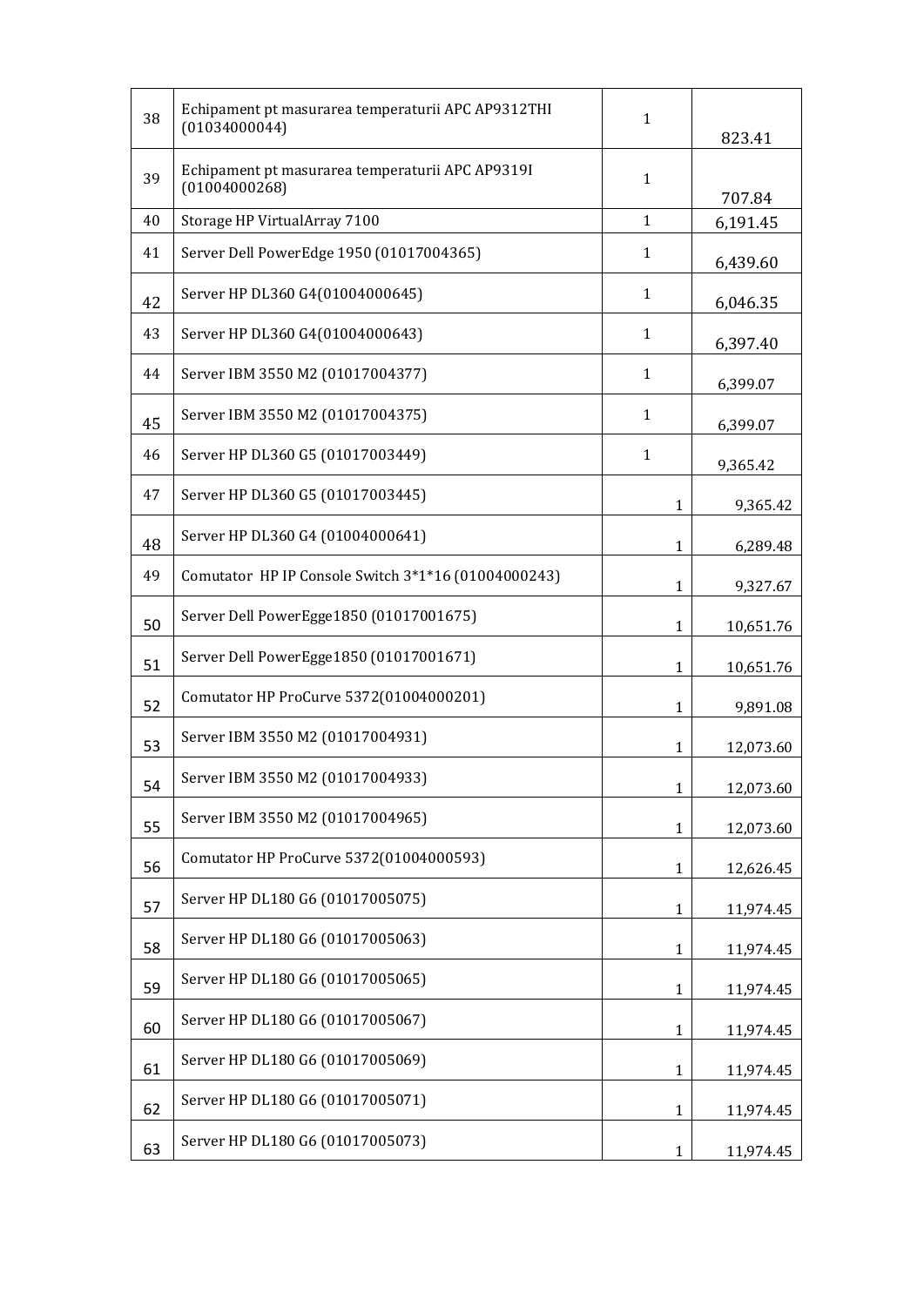| | | | |
|---|---|---|---|
| 38 | Echipament pt masurarea temperaturii APC AP9312THI (01034000044) | 1 | 823.41 |
| 39 | Echipament pt masurarea temperaturii APC AP9319I (01004000268) | 1 | 707.84 |
| 40 | Storage HP VirtualArray 7100 | 1 | 6,191.45 |
| 41 | Server Dell PowerEdge 1950 (01017004365) | 1 | 6,439.60 |
| 42 | Server HP DL360 G4(01004000645) | 1 | 6,046.35 |
| 43 | Server HP DL360 G4(01004000643) | 1 | 6,397.40 |
| 44 | Server IBM 3550 M2 (01017004377) | 1 | 6,399.07 |
| 45 | Server IBM 3550 M2 (01017004375) | 1 | 6,399.07 |
| 46 | Server HP DL360 G5 (01017003449) | 1 | 9,365.42 |
| 47 | Server HP DL360 G5 (01017003445) | 1 | 9,365.42 |
| 48 | Server HP DL360 G4 (01004000641) | 1 | 6,289.48 |
| 49 | Comutator HP IP Console Switch 3*1*16 (01004000243) | 1 | 9,327.67 |
| 50 | Server Dell PowerEgge1850 (01017001675) | 1 | 10,651.76 |
| 51 | Server Dell PowerEgge1850 (01017001671) | 1 | 10,651.76 |
| 52 | Comutator HP ProCurve 5372(01004000201) | 1 | 9,891.08 |
| 53 | Server IBM 3550 M2 (01017004931) | 1 | 12,073.60 |
| 54 | Server IBM 3550 M2 (01017004933) | 1 | 12,073.60 |
| 55 | Server IBM 3550 M2 (01017004965) | 1 | 12,073.60 |
| 56 | Comutator HP ProCurve 5372(01004000593) | 1 | 12,626.45 |
| 57 | Server HP DL180 G6 (01017005075) | 1 | 11,974.45 |
| 58 | Server HP DL180 G6 (01017005063) | 1 | 11,974.45 |
| 59 | Server HP DL180 G6 (01017005065) | 1 | 11,974.45 |
| 60 | Server HP DL180 G6 (01017005067) | 1 | 11,974.45 |
| 61 | Server HP DL180 G6 (01017005069) | 1 | 11,974.45 |
| 62 | Server HP DL180 G6 (01017005071) | 1 | 11,974.45 |
| 63 | Server HP DL180 G6 (01017005073) | 1 | 11,974.45 |